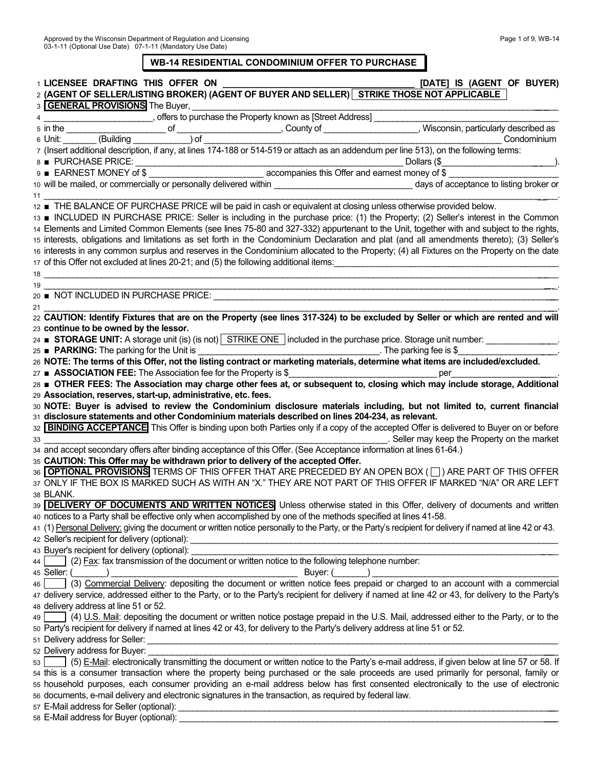Approved by the Wisconsin Department of Regulation and Licensing
03-1-11 (Optional Use Date) 07-1-11 (Mandatory Use Date)

# WB-14 RESIDENTIAL CONDOMINIUM OFFER TO PURCHASE

1 **LICENSEE DRAFTING THIS OFFER ON _______________________________________ [DATE] IS (AGENT OF BUYER)**
2 **(AGENT OF SELLER/LISTING BROKER) (AGENT OF BUYER AND SELLER) STRIKE THOSE NOT APPLICABLE**
3 **GENERAL PROVISIONS** The Buyer, ________________________________________________________________________________
4 ________________________, offers to purchase the Property known as [Street Address] ________________________________________
5 in the _____________________ of _____________________, County of ___________________, Wisconsin, particularly described as
6 Unit: _______ (Building ___________) of ______________________________________________________________ Condominium
7 (Insert additional description, if any, at lines 174-188 or 514-519 or attach as an addendum per line 513), on the following terms:
8 ■ PURCHASE PRICE: _____________________________________________________________ Dollars ($_______________________).
9 ■ EARNEST MONEY of $ _______________________ accompanies this Offer and earnest money of $ _______________________
10 will be mailed, or commercially or personally delivered within _____________________________ days of acceptance to listing broker or
11 ______________________________________________________________________________________________________.
12 ■ THE BALANCE OF PURCHASE PRICE will be paid in cash or equivalent at closing unless otherwise provided below.
13 ■ INCLUDED IN PURCHASE PRICE: Seller is including in the purchase price: (1) the Property; (2) Seller's interest in the Common
14 Elements and Limited Common Elements (see lines 75-80 and 327-332) appurtenant to the Unit, together with and subject to the rights,
15 interests, obligations and limitations as set forth in the Condominium Declaration and plat (and all amendments thereto); (3) Seller's
16 interests in any common surplus and reserves in the Condominium allocated to the Property; (4) all Fixtures on the Property on the date
17 of this Offer not excluded at lines 20-21; and (5) the following additional items:_______________________________________________
18 ______________________________________________________________________________________________________
19 ______________________________________________________________________________________________________.
20 ■ NOT INCLUDED IN PURCHASE PRICE: ________________________________________________________________________
21 ______________________________________________________________________________________________________.
22 **CAUTION: Identify Fixtures that are on the Property (see lines 317-324) to be excluded by Seller or which are rented and will**
23 **continue to be owned by the lessor.**
24 ■ **STORAGE UNIT:** A storage unit (is) (is not) STRIKE ONE included in the purchase price. Storage unit number: _______________.
25 ■ **PARKING:** The parking for the Unit is _______________________________________. The parking fee is $____________________.
26 **NOTE: The terms of this Offer, not the listing contract or marketing materials, determine what items are included/excluded.**
27 ■ **ASSOCIATION FEE:** The Association fee for the Property is $________________________________ per____________________.
28 ■ **OTHER FEES: The Association may charge other fees at, or subsequent to, closing which may include storage, Additional**
29 **Association, reserves, start-up, administrative, etc. fees.**
30 **NOTE: Buyer is advised to review the Condominium disclosure materials including, but not limited to, current financial**
31 **disclosure statements and other Condominium materials described on lines 204-234, as relevant.**
32 **BINDING ACCEPTANCE** This Offer is binding upon both Parties only if a copy of the accepted Offer is delivered to Buyer on or before
33 _________________________________________________________________________. Seller may keep the Property on the market
34 and accept secondary offers after binding acceptance of this Offer. (See Acceptance information at lines 61-64.)
35 **CAUTION: This Offer may be withdrawn prior to delivery of the accepted Offer.**
36 **OPTIONAL PROVISIONS** TERMS OF THIS OFFER THAT ARE PRECEDED BY AN OPEN BOX ( ☐ ) ARE PART OF THIS OFFER
37 ONLY IF THE BOX IS MARKED SUCH AS WITH AN "X." THEY ARE NOT PART OF THIS OFFER IF MARKED "N/A" OR ARE LEFT
38 BLANK.
39 **DELIVERY OF DOCUMENTS AND WRITTEN NOTICES** Unless otherwise stated in this Offer, delivery of documents and written
40 notices to a Party shall be effective only when accomplished by one of the methods specified at lines 41-58.
41 (1) Personal Delivery: giving the document or written notice personally to the Party, or the Party's recipient for delivery if named at line 42 or 43.
42 Seller's recipient for delivery (optional): _________________________________________________________________________
43 Buyer's recipient for delivery (optional): _________________________________________________________________________
44 ☐ (2) Fax: fax transmission of the document or written notice to the following telephone number:
45 Seller: (_______) _____________________________________ Buyer: (_______) _____________________________________
46 ☐ (3) Commercial Delivery: depositing the document or written notice fees prepaid or charged to an account with a commercial
47 delivery service, addressed either to the Party, or to the Party's recipient for delivery if named at line 42 or 43, for delivery to the Party's
48 delivery address at line 51 or 52.
49 ☐ (4) U.S. Mail: depositing the document or written notice postage prepaid in the U.S. Mail, addressed either to the Party, or to the
50 Party's recipient for delivery if named at lines 42 or 43, for delivery to the Party's delivery address at line 51 or 52.
51 Delivery address for Seller: __________________________________________________________________________________
52 Delivery address for Buyer: __________________________________________________________________________________
53 ☐ (5) E-Mail: electronically transmitting the document or written notice to the Party's e-mail address, if given below at line 57 or 58. If
54 this is a consumer transaction where the property being purchased or the sale proceeds are used primarily for personal, family or
55 household purposes, each consumer providing an e-mail address below has first consented electronically to the use of electronic
56 documents, e-mail delivery and electronic signatures in the transaction, as required by federal law.
57 E-Mail address for Seller (optional): ____________________________________________________________________________
58 E-Mail address for Buyer (optional): ____________________________________________________________________________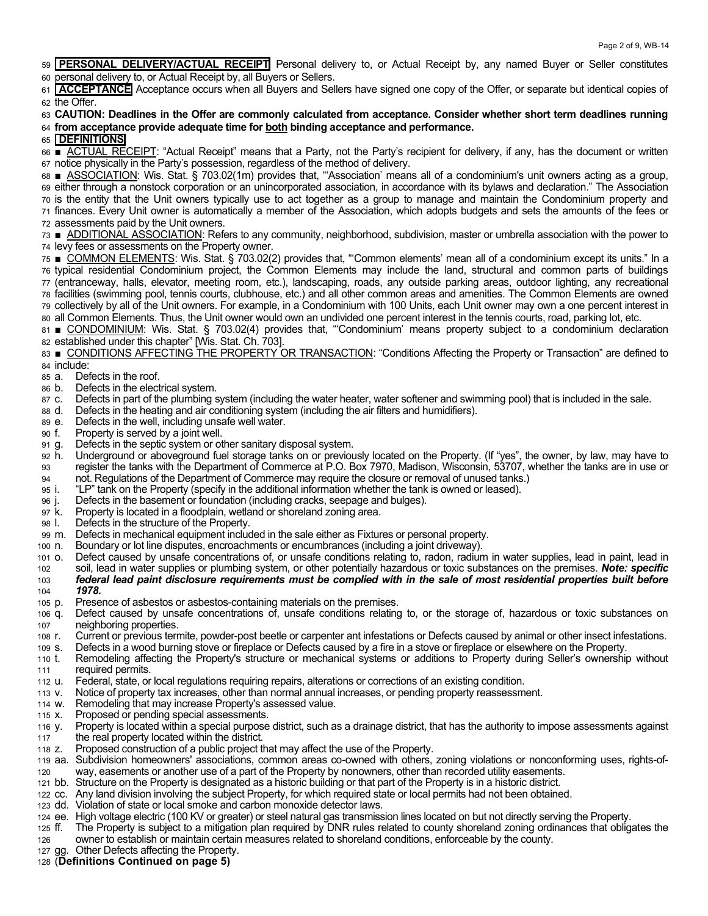**PERSONAL DELIVERY/ACTUAL RECEIPT** Personal delivery to, or Actual Receipt by, any named Buyer or Seller constitutes personal delivery to, or Actual Receipt by, all Buyers or Sellers.

**ACCEPTANCE** Acceptance occurs when all Buyers and Sellers have signed one copy of the Offer, or separate but identical copies of the Offer.

**CAUTION: Deadlines in the Offer are commonly calculated from acceptance. Consider whether short term deadlines running from acceptance provide adequate time for both binding acceptance and performance.**

**DEFINITIONS**

■ ACTUAL RECEIPT: "Actual Receipt" means that a Party, not the Party's recipient for delivery, if any, has the document or written notice physically in the Party's possession, regardless of the method of delivery.

■ ASSOCIATION: Wis. Stat. § 703.02(1m) provides that, "'Association' means all of a condominium's unit owners acting as a group, either through a nonstock corporation or an unincorporated association, in accordance with its bylaws and declaration." The Association is the entity that the Unit owners typically use to act together as a group to manage and maintain the Condominium property and finances. Every Unit owner is automatically a member of the Association, which adopts budgets and sets the amounts of the fees or assessments paid by the Unit owners.

■ ADDITIONAL ASSOCIATION: Refers to any community, neighborhood, subdivision, master or umbrella association with the power to levy fees or assessments on the Property owner.

■ COMMON ELEMENTS: Wis. Stat. § 703.02(2) provides that, "'Common elements' mean all of a condominium except its units." In a typical residential Condominium project, the Common Elements may include the land, structural and common parts of buildings (entranceway, halls, elevator, meeting room, etc.), landscaping, roads, any outside parking areas, outdoor lighting, any recreational facilities (swimming pool, tennis courts, clubhouse, etc.) and all other common areas and amenities. The Common Elements are owned collectively by all of the Unit owners. For example, in a Condominium with 100 Units, each Unit owner may own a one percent interest in all Common Elements. Thus, the Unit owner would own an undivided one percent interest in the tennis courts, road, parking lot, etc.

■ CONDOMINIUM: Wis. Stat. § 703.02(4) provides that, "'Condominium' means property subject to a condominium declaration established under this chapter" [Wis. Stat. Ch. 703].

■ CONDITIONS AFFECTING THE PROPERTY OR TRANSACTION: "Conditions Affecting the Property or Transaction" are defined to include:

a. Defects in the roof.
b. Defects in the electrical system.
c. Defects in part of the plumbing system (including the water heater, water softener and swimming pool) that is included in the sale.
d. Defects in the heating and air conditioning system (including the air filters and humidifiers).
e. Defects in the well, including unsafe well water.
f. Property is served by a joint well.
g. Defects in the septic system or other sanitary disposal system.
h. Underground or aboveground fuel storage tanks on or previously located on the Property. (If "yes", the owner, by law, may have to register the tanks with the Department of Commerce at P.O. Box 7970, Madison, Wisconsin, 53707, whether the tanks are in use or not. Regulations of the Department of Commerce may require the closure or removal of unused tanks.)
i. "LP" tank on the Property (specify in the additional information whether the tank is owned or leased).
j. Defects in the basement or foundation (including cracks, seepage and bulges).
k. Property is located in a floodplain, wetland or shoreland zoning area.
l. Defects in the structure of the Property.
m. Defects in mechanical equipment included in the sale either as Fixtures or personal property.
n. Boundary or lot line disputes, encroachments or encumbrances (including a joint driveway).
o. Defect caused by unsafe concentrations of, or unsafe conditions relating to, radon, radium in water supplies, lead in paint, lead in soil, lead in water supplies or plumbing system, or other potentially hazardous or toxic substances on the premises. ***Note: specific federal lead paint disclosure requirements must be complied with in the sale of most residential properties built before 1978.***
p. Presence of asbestos or asbestos-containing materials on the premises.
q. Defect caused by unsafe concentrations of, unsafe conditions relating to, or the storage of, hazardous or toxic substances on neighboring properties.
r. Current or previous termite, powder-post beetle or carpenter ant infestations or Defects caused by animal or other insect infestations.
s. Defects in a wood burning stove or fireplace or Defects caused by a fire in a stove or fireplace or elsewhere on the Property.
t. Remodeling affecting the Property's structure or mechanical systems or additions to Property during Seller's ownership without required permits.
u. Federal, state, or local regulations requiring repairs, alterations or corrections of an existing condition.
v. Notice of property tax increases, other than normal annual increases, or pending property reassessment.
w. Remodeling that may increase Property's assessed value.
x. Proposed or pending special assessments.
y. Property is located within a special purpose district, such as a drainage district, that has the authority to impose assessments against the real property located within the district.
z. Proposed construction of a public project that may affect the use of the Property.
aa. Subdivision homeowners' associations, common areas co-owned with others, zoning violations or nonconforming uses, rights-of-way, easements or another use of a part of the Property by nonowners, other than recorded utility easements.
bb. Structure on the Property is designated as a historic building or that part of the Property is in a historic district.
cc. Any land division involving the subject Property, for which required state or local permits had not been obtained.
dd. Violation of state or local smoke and carbon monoxide detector laws.
ee. High voltage electric (100 KV or greater) or steel natural gas transmission lines located on but not directly serving the Property.
ff. The Property is subject to a mitigation plan required by DNR rules related to county shoreland zoning ordinances that obligates the owner to establish or maintain certain measures related to shoreland conditions, enforceable by the county.
gg. Other Defects affecting the Property.

(**Definitions Continued on page 5)**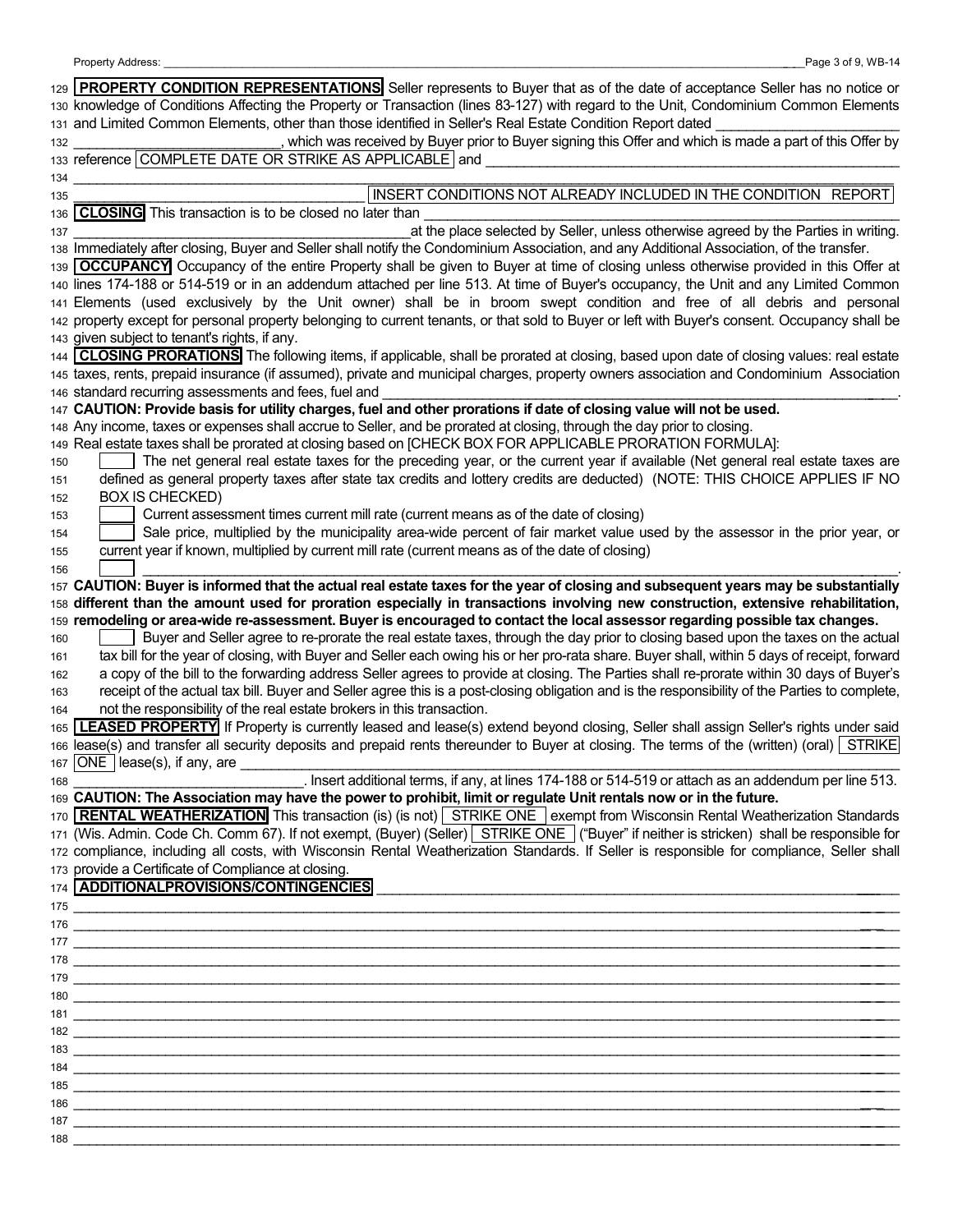Property Address: ____________________________________________

129 **PROPERTY CONDITION REPRESENTATIONS** Seller represents to Buyer that as of the date of acceptance Seller has no notice or 130 knowledge of Conditions Affecting the Property or Transaction (lines 83-127) with regard to the Unit, Condominium Common Elements 131 and Limited Common Elements, other than those identified in Seller's Real Estate Condition Report dated ____________________ 132 ____________________, which was received by Buyer prior to Buyer signing this Offer and which is made a part of this Offer by 133 reference COMPLETE DATE OR STRIKE AS APPLICABLE and ____________________________________________

134 ____________________________________________

135 ____________________________________________ INSERT CONDITIONS NOT ALREADY INCLUDED IN THE CONDITION REPORT

136 **CLOSING** This transaction is to be closed no later than ____________________________________________ 137 ____________________ at the place selected by Seller, unless otherwise agreed by the Parties in writing. 138 Immediately after closing, Buyer and Seller shall notify the Condominium Association, and any Additional Association, of the transfer.

139 **OCCUPANCY** Occupancy of the entire Property shall be given to Buyer at time of closing unless otherwise provided in this Offer at 140 lines 174-188 or 514-519 or in an addendum attached per line 513. At time of Buyer's occupancy, the Unit and any Limited Common 141 Elements (used exclusively by the Unit owner) shall be in broom swept condition and free of all debris and personal 142 property except for personal property belonging to current tenants, or that sold to Buyer or left with Buyer's consent. Occupancy shall be 143 given subject to tenant's rights, if any.

144 **CLOSING PRORATIONS** The following items, if applicable, shall be prorated at closing, based upon date of closing values: real estate 145 taxes, rents, prepaid insurance (if assumed), private and municipal charges, property owners association and Condominium Association 146 standard recurring assessments and fees, fuel and ____________________________________________.

147 **CAUTION: Provide basis for utility charges, fuel and other prorations if date of closing value will not be used.**

148 Any income, taxes or expenses shall accrue to Seller, and be prorated at closing, through the day prior to closing.

149 Real estate taxes shall be prorated at closing based on [CHECK BOX FOR APPLICABLE PRORATION FORMULA]:

150 ☐ The net general real estate taxes for the preceding year, or the current year if available (Net general real estate taxes are 151 defined as general property taxes after state tax credits and lottery credits are deducted) (NOTE: THIS CHOICE APPLIES IF NO 152 BOX IS CHECKED)

153 ☐ Current assessment times current mill rate (current means as of the date of closing)

154 ☐ Sale price, multiplied by the municipality area-wide percent of fair market value used by the assessor in the prior year, or 155 current year if known, multiplied by current mill rate (current means as of the date of closing)

156 ☐ ____________________________________________.

157 **CAUTION: Buyer is informed that the actual real estate taxes for the year of closing and subsequent years may be substantially** 158 **different than the amount used for proration especially in transactions involving new construction, extensive rehabilitation,** 159 **remodeling or area-wide re-assessment. Buyer is encouraged to contact the local assessor regarding possible tax changes.**

160 ☐ Buyer and Seller agree to re-prorate the real estate taxes, through the day prior to closing based upon the taxes on the actual 161 tax bill for the year of closing, with Buyer and Seller each owing his or her pro-rata share. Buyer shall, within 5 days of receipt, forward 162 a copy of the bill to the forwarding address Seller agrees to provide at closing. The Parties shall re-prorate within 30 days of Buyer's 163 receipt of the actual tax bill. Buyer and Seller agree this is a post-closing obligation and is the responsibility of the Parties to complete, 164 not the responsibility of the real estate brokers in this transaction.

165 **LEASED PROPERTY** If Property is currently leased and lease(s) extend beyond closing, Seller shall assign Seller's rights under said 166 lease(s) and transfer all security deposits and prepaid rents thereunder to Buyer at closing. The terms of the (written) (oral) STRIKE 167 ONE lease(s), if any, are ____________________________________________ 168 ____________________. Insert additional terms, if any, at lines 174-188 or 514-519 or attach as an addendum per line 513.

169 **CAUTION: The Association may have the power to prohibit, limit or regulate Unit rentals now or in the future.**

170 **RENTAL WEATHERIZATION** This transaction (is) (is not) STRIKE ONE exempt from Wisconsin Rental Weatherization Standards 171 (Wis. Admin. Code Ch. Comm 67). If not exempt, (Buyer) (Seller) STRIKE ONE ("Buyer" if neither is stricken) shall be responsible for 172 compliance, including all costs, with Wisconsin Rental Weatherization Standards. If Seller is responsible for compliance, Seller shall 173 provide a Certificate of Compliance at closing.

174 **ADDITIONALPROVISIONS/CONTINGENCIES** ____________________________________________

175 ____________________________________________

176 ____________________________________________

177 ____________________________________________

178 ____________________________________________

179 ____________________________________________

180 ____________________________________________

181 ____________________________________________

182 ____________________________________________

183 ____________________________________________

184 ____________________________________________

185 ____________________________________________

186 ____________________________________________

187 ____________________________________________

188 ____________________________________________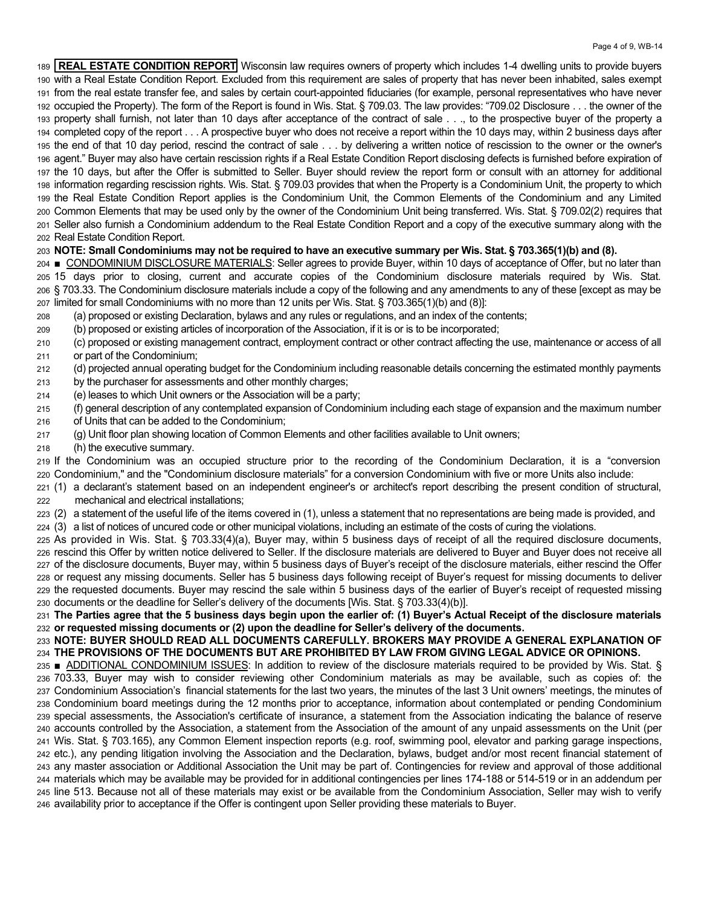**REAL ESTATE CONDITION REPORT** Wisconsin law requires owners of property which includes 1-4 dwelling units to provide buyers with a Real Estate Condition Report. Excluded from this requirement are sales of property that has never been inhabited, sales exempt from the real estate transfer fee, and sales by certain court-appointed fiduciaries (for example, personal representatives who have never occupied the Property). The form of the Report is found in Wis. Stat. § 709.03. The law provides: "709.02 Disclosure . . . the owner of the property shall furnish, not later than 10 days after acceptance of the contract of sale . . ., to the prospective buyer of the property a completed copy of the report . . . A prospective buyer who does not receive a report within the 10 days may, within 2 business days after the end of that 10 day period, rescind the contract of sale . . . by delivering a written notice of rescission to the owner or the owner's agent." Buyer may also have certain rescission rights if a Real Estate Condition Report disclosing defects is furnished before expiration of the 10 days, but after the Offer is submitted to Seller. Buyer should review the report form or consult with an attorney for additional information regarding rescission rights. Wis. Stat. § 709.03 provides that when the Property is a Condominium Unit, the property to which the Real Estate Condition Report applies is the Condominium Unit, the Common Elements of the Condominium and any Limited Common Elements that may be used only by the owner of the Condominium Unit being transferred. Wis. Stat. § 709.02(2) requires that Seller also furnish a Condominium addendum to the Real Estate Condition Report and a copy of the executive summary along with the Real Estate Condition Report.

**NOTE: Small Condominiums may not be required to have an executive summary per Wis. Stat. § 703.365(1)(b) and (8).**

■ CONDOMINIUM DISCLOSURE MATERIALS: Seller agrees to provide Buyer, within 10 days of acceptance of Offer, but no later than 15 days prior to closing, current and accurate copies of the Condominium disclosure materials required by Wis. Stat. § 703.33. The Condominium disclosure materials include a copy of the following and any amendments to any of these [except as may be limited for small Condominiums with no more than 12 units per Wis. Stat. § 703.365(1)(b) and (8)]:

(a) proposed or existing Declaration, bylaws and any rules or regulations, and an index of the contents;
(b) proposed or existing articles of incorporation of the Association, if it is or is to be incorporated;
(c) proposed or existing management contract, employment contract or other contract affecting the use, maintenance or access of all or part of the Condominium;
(d) projected annual operating budget for the Condominium including reasonable details concerning the estimated monthly payments by the purchaser for assessments and other monthly charges;
(e) leases to which Unit owners or the Association will be a party;
(f) general description of any contemplated expansion of Condominium including each stage of expansion and the maximum number of Units that can be added to the Condominium;
(g) Unit floor plan showing location of Common Elements and other facilities available to Unit owners;
(h) the executive summary.

If the Condominium was an occupied structure prior to the recording of the Condominium Declaration, it is a "conversion Condominium," and the "Condominium disclosure materials" for a conversion Condominium with five or more Units also include:

(1) a declarant's statement based on an independent engineer's or architect's report describing the present condition of structural, mechanical and electrical installations;
(2) a statement of the useful life of the items covered in (1), unless a statement that no representations are being made is provided, and
(3) a list of notices of uncured code or other municipal violations, including an estimate of the costs of curing the violations.

As provided in Wis. Stat. § 703.33(4)(a), Buyer may, within 5 business days of receipt of all the required disclosure documents, rescind this Offer by written notice delivered to Seller. If the disclosure materials are delivered to Buyer and Buyer does not receive all of the disclosure documents, Buyer may, within 5 business days of Buyer's receipt of the disclosure materials, either rescind the Offer or request any missing documents. Seller has 5 business days following receipt of Buyer's request for missing documents to deliver the requested documents. Buyer may rescind the sale within 5 business days of the earlier of Buyer's receipt of requested missing documents or the deadline for Seller's delivery of the documents [Wis. Stat. § 703.33(4)(b)].

**The Parties agree that the 5 business days begin upon the earlier of: (1) Buyer's Actual Receipt of the disclosure materials or requested missing documents or (2) upon the deadline for Seller's delivery of the documents.**

**NOTE: BUYER SHOULD READ ALL DOCUMENTS CAREFULLY. BROKERS MAY PROVIDE A GENERAL EXPLANATION OF THE PROVISIONS OF THE DOCUMENTS BUT ARE PROHIBITED BY LAW FROM GIVING LEGAL ADVICE OR OPINIONS.**

■ ADDITIONAL CONDOMINIUM ISSUES: In addition to review of the disclosure materials required to be provided by Wis. Stat. § 703.33, Buyer may wish to consider reviewing other Condominium materials as may be available, such as copies of: the Condominium Association's financial statements for the last two years, the minutes of the last 3 Unit owners' meetings, the minutes of Condominium board meetings during the 12 months prior to acceptance, information about contemplated or pending Condominium special assessments, the Association's certificate of insurance, a statement from the Association indicating the balance of reserve accounts controlled by the Association, a statement from the Association of the amount of any unpaid assessments on the Unit (per Wis. Stat. § 703.165), any Common Element inspection reports (e.g. roof, swimming pool, elevator and parking garage inspections, etc.), any pending litigation involving the Association and the Declaration, bylaws, budget and/or most recent financial statement of any master association or Additional Association the Unit may be part of. Contingencies for review and approval of those additional materials which may be available may be provided for in additional contingencies per lines 174-188 or 514-519 or in an addendum per line 513. Because not all of these materials may exist or be available from the Condominium Association, Seller may wish to verify availability prior to acceptance if the Offer is contingent upon Seller providing these materials to Buyer.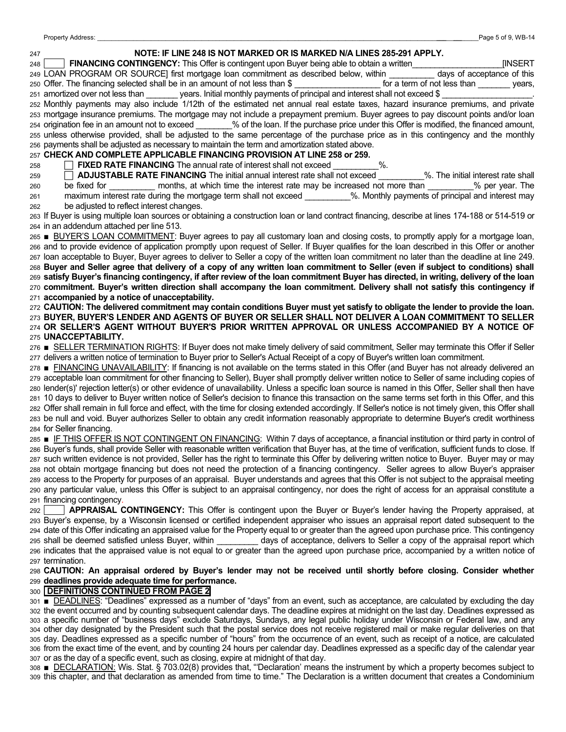247 **NOTE: IF LINE 248 IS NOT MARKED OR IS MARKED N/A LINES 285-291 APPLY.**

248 ☐ **FINANCING CONTINGENCY:** This Offer is contingent upon Buyer being able to obtain a written___________________[INSERT
249 LOAN PROGRAM OR SOURCE] first mortgage loan commitment as described below, within _________ days of acceptance of this
250 Offer. The financing selected shall be in an amount of not less than $ __________________ for a term of not less than _______ years,
251 amortized over not less than _______ years. Initial monthly payments of principal and interest shall not exceed $ __________________.
252 Monthly payments may also include 1/12th of the estimated net annual real estate taxes, hazard insurance premiums, and private
253 mortgage insurance premiums. The mortgage may not include a prepayment premium. Buyer agrees to pay discount points and/or loan
254 origination fee in an amount not to exceed ________% of the loan. If the purchase price under this Offer is modified, the financed amount,
255 unless otherwise provided, shall be adjusted to the same percentage of the purchase price as in this contingency and the monthly
256 payments shall be adjusted as necessary to maintain the term and amortization stated above.

257 **CHECK AND COMPLETE APPLICABLE FINANCING PROVISION AT LINE 258 or 259.**

258 ☐ **FIXED RATE FINANCING** The annual rate of interest shall not exceed _________%.

259 ☐ **ADJUSTABLE RATE FINANCING** The initial annual interest rate shall not exceed __________%. The initial interest rate shall
260 be fixed for __________ months, at which time the interest rate may be increased not more than _________% per year. The
261 maximum interest rate during the mortgage term shall not exceed _________%. Monthly payments of principal and interest may
262 be adjusted to reflect interest changes.

263 If Buyer is using multiple loan sources or obtaining a construction loan or land contract financing, describe at lines 174-188 or 514-519 or
264 in an addendum attached per line 513.

265 ■ BUYER'S LOAN COMMITMENT: Buyer agrees to pay all customary loan and closing costs, to promptly apply for a mortgage loan,
266 and to provide evidence of application promptly upon request of Seller. If Buyer qualifies for the loan described in this Offer or another
267 loan acceptable to Buyer, Buyer agrees to deliver to Seller a copy of the written loan commitment no later than the deadline at line 249.
268 **Buyer and Seller agree that delivery of a copy of any written loan commitment to Seller (even if subject to conditions) shall**
269 **satisfy Buyer's financing contingency, if after review of the loan commitment Buyer has directed, in writing, delivery of the loan**
270 **commitment. Buyer's written direction shall accompany the loan commitment. Delivery shall not satisfy this contingency if**
271 **accompanied by a notice of unacceptability.**

272 **CAUTION: The delivered commitment may contain conditions Buyer must yet satisfy to obligate the lender to provide the loan.**
273 **BUYER, BUYER'S LENDER AND AGENTS OF BUYER OR SELLER SHALL NOT DELIVER A LOAN COMMITMENT TO SELLER**
274 **OR SELLER'S AGENT WITHOUT BUYER'S PRIOR WRITTEN APPROVAL OR UNLESS ACCOMPANIED BY A NOTICE OF**
275 **UNACCEPTABILITY.**

276 ■ SELLER TERMINATION RIGHTS: If Buyer does not make timely delivery of said commitment, Seller may terminate this Offer if Seller
277 delivers a written notice of termination to Buyer prior to Seller's Actual Receipt of a copy of Buyer's written loan commitment.

278 ■ FINANCING UNAVAILABILITY: If financing is not available on the terms stated in this Offer (and Buyer has not already delivered an
279 acceptable loan commitment for other financing to Seller), Buyer shall promptly deliver written notice to Seller of same including copies of
280 lender(s)' rejection letter(s) or other evidence of unavailability. Unless a specific loan source is named in this Offer, Seller shall then have
281 10 days to deliver to Buyer written notice of Seller's decision to finance this transaction on the same terms set forth in this Offer, and this
282 Offer shall remain in full force and effect, with the time for closing extended accordingly. If Seller's notice is not timely given, this Offer shall
283 be null and void. Buyer authorizes Seller to obtain any credit information reasonably appropriate to determine Buyer's credit worthiness
284 for Seller financing.

285 ■ IF THIS OFFER IS NOT CONTINGENT ON FINANCING: Within 7 days of acceptance, a financial institution or third party in control of
286 Buyer's funds, shall provide Seller with reasonable written verification that Buyer has, at the time of verification, sufficient funds to close. If
287 such written evidence is not provided, Seller has the right to terminate this Offer by delivering written notice to Buyer. Buyer may or may
288 not obtain mortgage financing but does not need the protection of a financing contingency. Seller agrees to allow Buyer's appraiser
289 access to the Property for purposes of an appraisal. Buyer understands and agrees that this Offer is not subject to the appraisal meeting
290 any particular value, unless this Offer is subject to an appraisal contingency, nor does the right of access for an appraisal constitute a
291 financing contingency.

292 ☐ **APPRAISAL CONTINGENCY:** This Offer is contingent upon the Buyer or Buyer's lender having the Property appraised, at
293 Buyer's expense, by a Wisconsin licensed or certified independent appraiser who issues an appraisal report dated subsequent to the
294 date of this Offer indicating an appraised value for the Property equal to or greater than the agreed upon purchase price. This contingency
295 shall be deemed satisfied unless Buyer, within _________ days of acceptance, delivers to Seller a copy of the appraisal report which
296 indicates that the appraised value is not equal to or greater than the agreed upon purchase price, accompanied by a written notice of
297 termination.

298 **CAUTION: An appraisal ordered by Buyer's lender may not be received until shortly before closing. Consider whether**
299 **deadlines provide adequate time for performance.**

300 **DEFINITIONS CONTINUED FROM PAGE 2**

301 ■ DEADLINES: "Deadlines" expressed as a number of "days" from an event, such as acceptance, are calculated by excluding the day
302 the event occurred and by counting subsequent calendar days. The deadline expires at midnight on the last day. Deadlines expressed as
303 a specific number of "business days" exclude Saturdays, Sundays, any legal public holiday under Wisconsin or Federal law, and any
304 other day designated by the President such that the postal service does not receive registered mail or make regular deliveries on that
305 day. Deadlines expressed as a specific number of "hours" from the occurrence of an event, such as receipt of a notice, are calculated
306 from the exact time of the event, and by counting 24 hours per calendar day. Deadlines expressed as a specific day of the calendar year
307 or as the day of a specific event, such as closing, expire at midnight of that day.

308 ■ DECLARATION: Wis. Stat. § 703.02(8) provides that, "'Declaration' means the instrument by which a property becomes subject to
309 this chapter, and that declaration as amended from time to time." The Declaration is a written document that creates a Condominium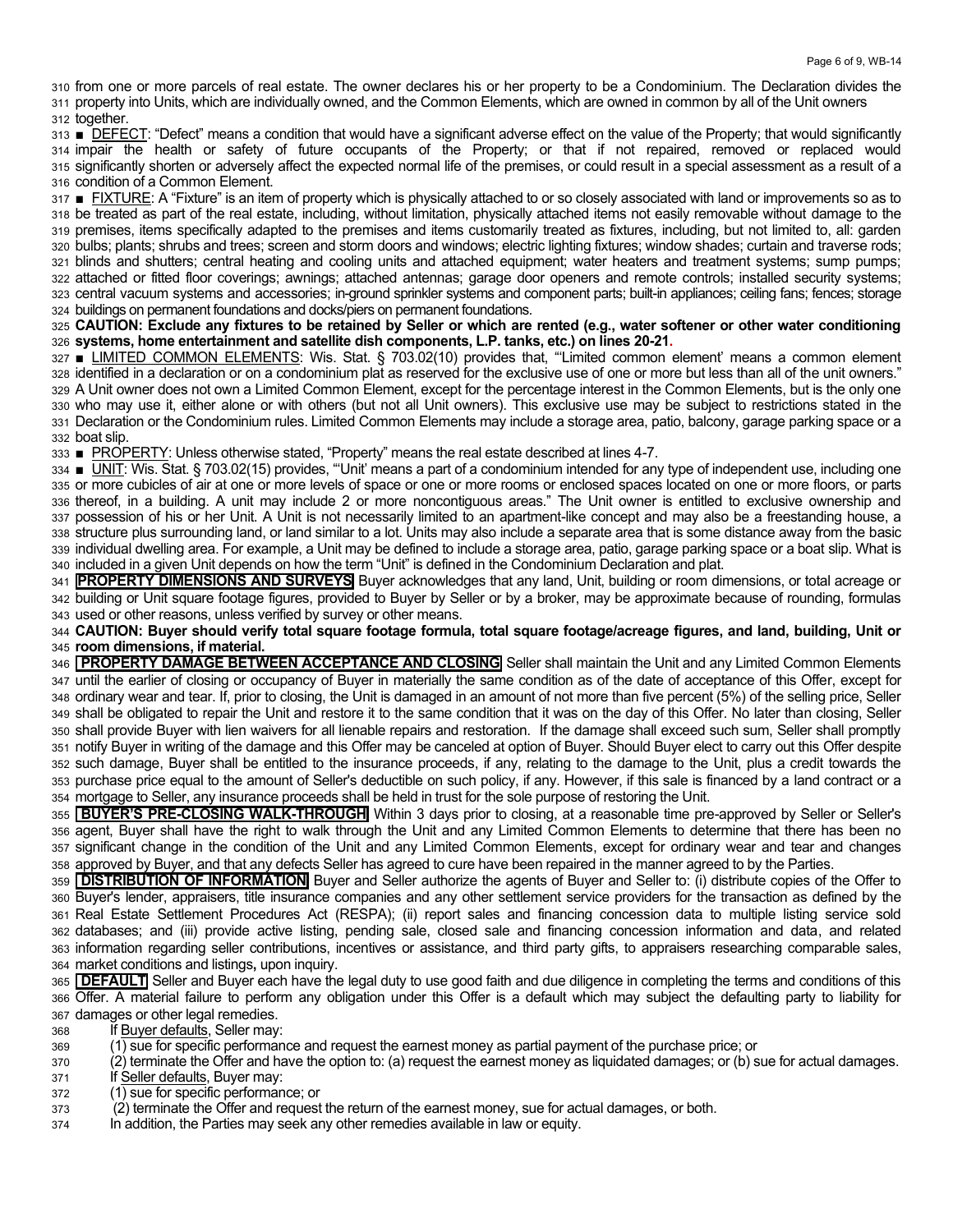from one or more parcels of real estate. The owner declares his or her property to be a Condominium. The Declaration divides the property into Units, which are individually owned, and the Common Elements, which are owned in common by all of the Unit owners together.

■ DEFECT: "Defect" means a condition that would have a significant adverse effect on the value of the Property; that would significantly impair the health or safety of future occupants of the Property; or that if not repaired, removed or replaced would significantly shorten or adversely affect the expected normal life of the premises, or could result in a special assessment as a result of a condition of a Common Element.

■ FIXTURE: A "Fixture" is an item of property which is physically attached to or so closely associated with land or improvements so as to be treated as part of the real estate, including, without limitation, physically attached items not easily removable without damage to the premises, items specifically adapted to the premises and items customarily treated as fixtures, including, but not limited to, all: garden bulbs; plants; shrubs and trees; screen and storm doors and windows; electric lighting fixtures; window shades; curtain and traverse rods; blinds and shutters; central heating and cooling units and attached equipment; water heaters and treatment systems; sump pumps; attached or fitted floor coverings; awnings; attached antennas; garage door openers and remote controls; installed security systems; central vacuum systems and accessories; in-ground sprinkler systems and component parts; built-in appliances; ceiling fans; fences; storage buildings on permanent foundations and docks/piers on permanent foundations.

**CAUTION: Exclude any fixtures to be retained by Seller or which are rented (e.g., water softener or other water conditioning systems, home entertainment and satellite dish components, L.P. tanks, etc.) on lines 20-21.**

■ LIMITED COMMON ELEMENTS: Wis. Stat. § 703.02(10) provides that, "'Limited common element' means a common element identified in a declaration or on a condominium plat as reserved for the exclusive use of one or more but less than all of the unit owners." A Unit owner does not own a Limited Common Element, except for the percentage interest in the Common Elements, but is the only one who may use it, either alone or with others (but not all Unit owners). This exclusive use may be subject to restrictions stated in the Declaration or the Condominium rules. Limited Common Elements may include a storage area, patio, balcony, garage parking space or a boat slip.

■ PROPERTY: Unless otherwise stated, "Property" means the real estate described at lines 4-7.

■ UNIT: Wis. Stat. § 703.02(15) provides, "'Unit' means a part of a condominium intended for any type of independent use, including one or more cubicles of air at one or more levels of space or one or more rooms or enclosed spaces located on one or more floors, or parts thereof, in a building. A unit may include 2 or more noncontiguous areas." The Unit owner is entitled to exclusive ownership and possession of his or her Unit. A Unit is not necessarily limited to an apartment-like concept and may also be a freestanding house, a structure plus surrounding land, or land similar to a lot. Units may also include a separate area that is some distance away from the basic individual dwelling area. For example, a Unit may be defined to include a storage area, patio, garage parking space or a boat slip. What is included in a given Unit depends on how the term "Unit" is defined in the Condominium Declaration and plat.

**PROPERTY DIMENSIONS AND SURVEYS** Buyer acknowledges that any land, Unit, building or room dimensions, or total acreage or building or Unit square footage figures, provided to Buyer by Seller or by a broker, may be approximate because of rounding, formulas used or other reasons, unless verified by survey or other means.

**CAUTION: Buyer should verify total square footage formula, total square footage/acreage figures, and land, building, Unit or room dimensions, if material.**

**PROPERTY DAMAGE BETWEEN ACCEPTANCE AND CLOSING** Seller shall maintain the Unit and any Limited Common Elements until the earlier of closing or occupancy of Buyer in materially the same condition as of the date of acceptance of this Offer, except for ordinary wear and tear. If, prior to closing, the Unit is damaged in an amount of not more than five percent (5%) of the selling price, Seller shall be obligated to repair the Unit and restore it to the same condition that it was on the day of this Offer. No later than closing, Seller shall provide Buyer with lien waivers for all lienable repairs and restoration. If the damage shall exceed such sum, Seller shall promptly notify Buyer in writing of the damage and this Offer may be canceled at option of Buyer. Should Buyer elect to carry out this Offer despite such damage, Buyer shall be entitled to the insurance proceeds, if any, relating to the damage to the Unit, plus a credit towards the purchase price equal to the amount of Seller's deductible on such policy, if any. However, if this sale is financed by a land contract or a mortgage to Seller, any insurance proceeds shall be held in trust for the sole purpose of restoring the Unit.

**BUYER'S PRE-CLOSING WALK-THROUGH** Within 3 days prior to closing, at a reasonable time pre-approved by Seller or Seller's agent, Buyer shall have the right to walk through the Unit and any Limited Common Elements to determine that there has been no significant change in the condition of the Unit and any Limited Common Elements, except for ordinary wear and tear and changes approved by Buyer, and that any defects Seller has agreed to cure have been repaired in the manner agreed to by the Parties.

**DISTRIBUTION OF INFORMATION** Buyer and Seller authorize the agents of Buyer and Seller to: (i) distribute copies of the Offer to Buyer's lender, appraisers, title insurance companies and any other settlement service providers for the transaction as defined by the Real Estate Settlement Procedures Act (RESPA); (ii) report sales and financing concession data to multiple listing service sold databases; and (iii) provide active listing, pending sale, closed sale and financing concession information and data, and related information regarding seller contributions, incentives or assistance, and third party gifts, to appraisers researching comparable sales, market conditions and listings**,** upon inquiry.

**DEFAULT** Seller and Buyer each have the legal duty to use good faith and due diligence in completing the terms and conditions of this Offer. A material failure to perform any obligation under this Offer is a default which may subject the defaulting party to liability for damages or other legal remedies.

If Buyer defaults, Seller may:

(1) sue for specific performance and request the earnest money as partial payment of the purchase price; or

(2) terminate the Offer and have the option to: (a) request the earnest money as liquidated damages; or (b) sue for actual damages.

If Seller defaults, Buyer may:

(1) sue for specific performance; or

(2) terminate the Offer and request the return of the earnest money, sue for actual damages, or both.

In addition, the Parties may seek any other remedies available in law or equity.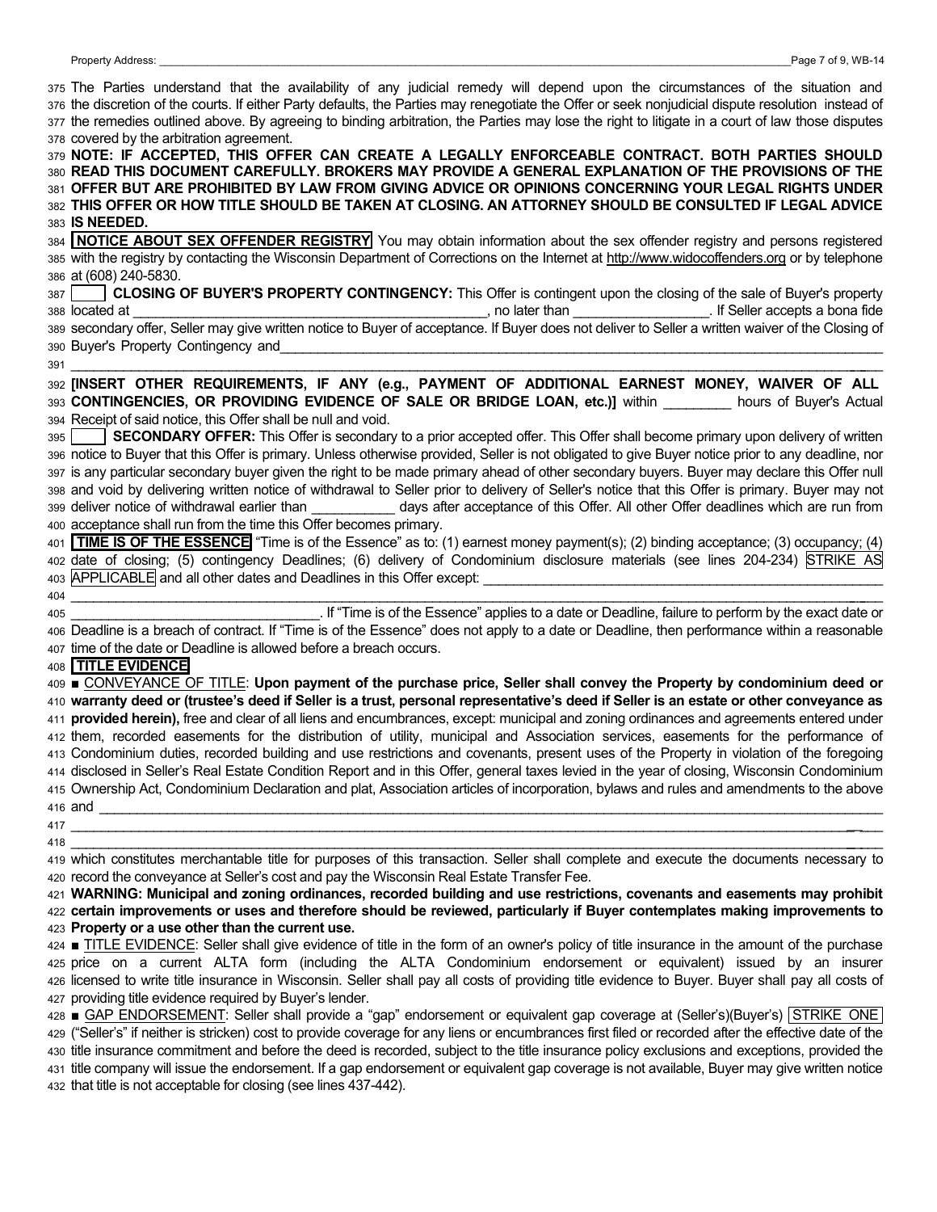375 The Parties understand that the availability of any judicial remedy will depend upon the circumstances of the situation and 376 the discretion of the courts. If either Party defaults, the Parties may renegotiate the Offer or seek nonjudicial dispute resolution instead of 377 the remedies outlined above. By agreeing to binding arbitration, the Parties may lose the right to litigate in a court of law those disputes 378 covered by the arbitration agreement.

379 **NOTE: IF ACCEPTED, THIS OFFER CAN CREATE A LEGALLY ENFORCEABLE CONTRACT. BOTH PARTIES SHOULD** 380 **READ THIS DOCUMENT CAREFULLY. BROKERS MAY PROVIDE A GENERAL EXPLANATION OF THE PROVISIONS OF THE** 381 **OFFER BUT ARE PROHIBITED BY LAW FROM GIVING ADVICE OR OPINIONS CONCERNING YOUR LEGAL RIGHTS UNDER** 382 **THIS OFFER OR HOW TITLE SHOULD BE TAKEN AT CLOSING. AN ATTORNEY SHOULD BE CONSULTED IF LEGAL ADVICE** 383 **IS NEEDED.**

384 **NOTICE ABOUT SEX OFFENDER REGISTRY** You may obtain information about the sex offender registry and persons registered 385 with the registry by contacting the Wisconsin Department of Corrections on the Internet at http://www.widocoffenders.org or by telephone 386 at (608) 240-5830.

387 ____ **CLOSING OF BUYER'S PROPERTY CONTINGENCY:** This Offer is contingent upon the closing of the sale of Buyer's property 388 located at ______________________________________________, no later than _________________. If Seller accepts a bona fide 389 secondary offer, Seller may give written notice to Buyer of acceptance. If Buyer does not deliver to Seller a written waiver of the Closing of 390 Buyer's Property Contingency and_______________________________________________________________________________
391 _______________________________________________________________________________________________________________
392 **[INSERT OTHER REQUIREMENTS, IF ANY (e.g., PAYMENT OF ADDITIONAL EARNEST MONEY, WAIVER OF ALL** 393 **CONTINGENCIES, OR PROVIDING EVIDENCE OF SALE OR BRIDGE LOAN, etc.)]** within _________ hours of Buyer's Actual 394 Receipt of said notice, this Offer shall be null and void.

395 ____ **SECONDARY OFFER:** This Offer is secondary to a prior accepted offer. This Offer shall become primary upon delivery of written 396 notice to Buyer that this Offer is primary. Unless otherwise provided, Seller is not obligated to give Buyer notice prior to any deadline, nor 397 is any particular secondary buyer given the right to be made primary ahead of other secondary buyers. Buyer may declare this Offer null 398 and void by delivering written notice of withdrawal to Seller prior to delivery of Seller's notice that this Offer is primary. Buyer may not 399 deliver notice of withdrawal earlier than ___________ days after acceptance of this Offer. All other Offer deadlines which are run from 400 acceptance shall run from the time this Offer becomes primary.

401 **TIME IS OF THE ESSENCE** "Time is of the Essence" as to: (1) earnest money payment(s); (2) binding acceptance; (3) occupancy; (4) 402 date of closing; (5) contingency Deadlines; (6) delivery of Condominium disclosure materials (see lines 204-234) STRIKE AS 403 APPLICABLE and all other dates and Deadlines in this Offer except: _______________________________________________________
404 _______________________________________________________________________________________________________________
405 ________________________________. If "Time is of the Essence" applies to a date or Deadline, failure to perform by the exact date or 406 Deadline is a breach of contract. If "Time is of the Essence" does not apply to a date or Deadline, then performance within a reasonable 407 time of the date or Deadline is allowed before a breach occurs.

408 **TITLE EVIDENCE**

409 ■ CONVEYANCE OF TITLE: **Upon payment of the purchase price, Seller shall convey the Property by condominium deed or** 410 **warranty deed or (trustee's deed if Seller is a trust, personal representative's deed if Seller is an estate or other conveyance as** 411 **provided herein),** free and clear of all liens and encumbrances, except: municipal and zoning ordinances and agreements entered under 412 them, recorded easements for the distribution of utility, municipal and Association services, easements for the performance of 413 Condominium duties, recorded building and use restrictions and covenants, present uses of the Property in violation of the foregoing 414 disclosed in Seller's Real Estate Condition Report and in this Offer, general taxes levied in the year of closing, Wisconsin Condominium 415 Ownership Act, Condominium Declaration and plat, Association articles of incorporation, bylaws and rules and amendments to the above 416 and ____________________________________________________________________________________________________________
417 _______________________________________________________________________________________________________________
418 _______________________________________________________________________________________________________________
419 which constitutes merchantable title for purposes of this transaction. Seller shall complete and execute the documents necessary to 420 record the conveyance at Seller's cost and pay the Wisconsin Real Estate Transfer Fee.

421 **WARNING: Municipal and zoning ordinances, recorded building and use restrictions, covenants and easements may prohibit** 422 **certain improvements or uses and therefore should be reviewed, particularly if Buyer contemplates making improvements to** 423 **Property or a use other than the current use.**

424 ■ TITLE EVIDENCE: Seller shall give evidence of title in the form of an owner's policy of title insurance in the amount of the purchase 425 price on a current ALTA form (including the ALTA Condominium endorsement or equivalent) issued by an insurer 426 licensed to write title insurance in Wisconsin. Seller shall pay all costs of providing title evidence to Buyer. Buyer shall pay all costs of 427 providing title evidence required by Buyer's lender.

428 ■ GAP ENDORSEMENT: Seller shall provide a "gap" endorsement or equivalent gap coverage at (Seller's)(Buyer's) STRIKE ONE 429 ("Seller's" if neither is stricken) cost to provide coverage for any liens or encumbrances first filed or recorded after the effective date of the 430 title insurance commitment and before the deed is recorded, subject to the title insurance policy exclusions and exceptions, provided the 431 title company will issue the endorsement. If a gap endorsement or equivalent gap coverage is not available, Buyer may give written notice 432 that title is not acceptable for closing (see lines 437-442).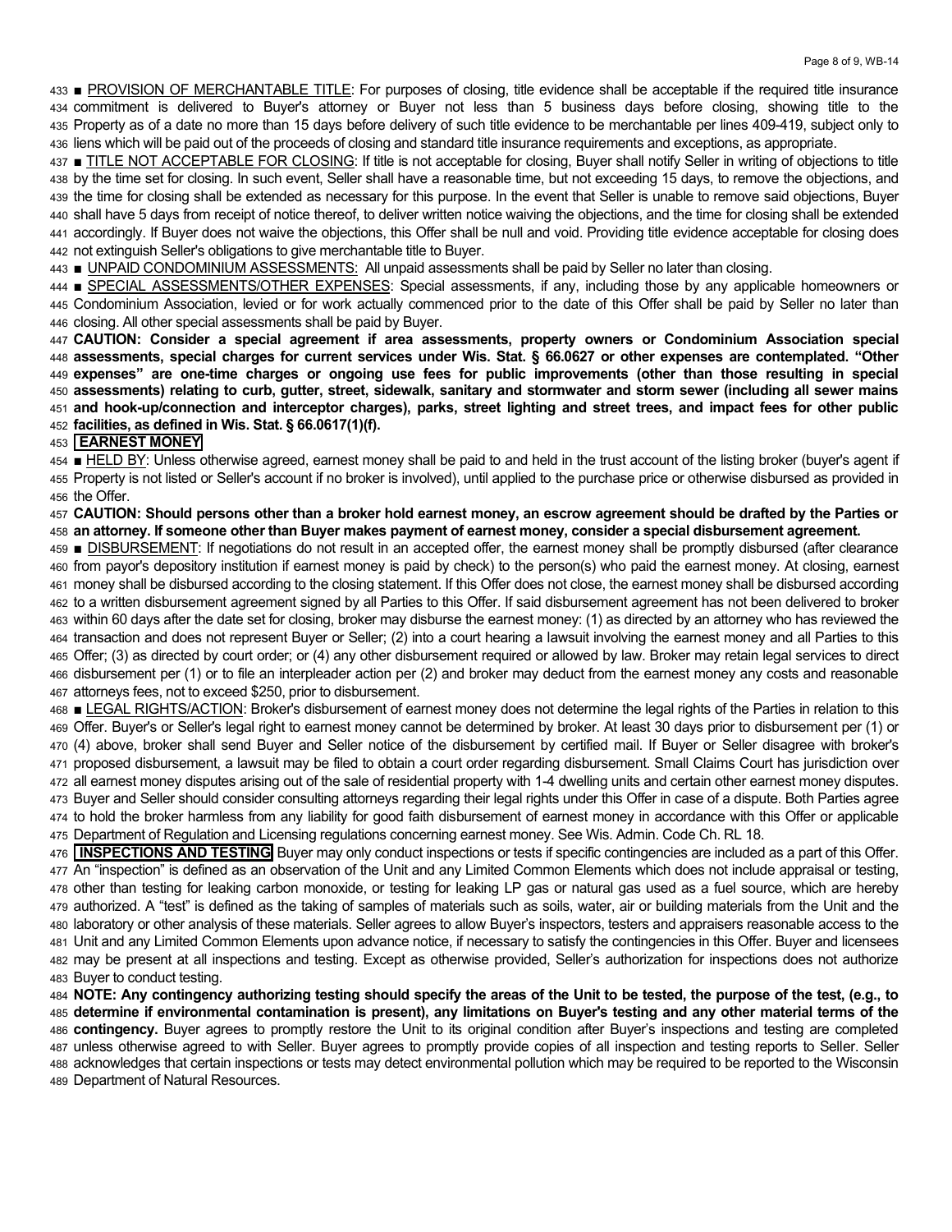■ PROVISION OF MERCHANTABLE TITLE: For purposes of closing, title evidence shall be acceptable if the required title insurance commitment is delivered to Buyer's attorney or Buyer not less than 5 business days before closing, showing title to the Property as of a date no more than 15 days before delivery of such title evidence to be merchantable per lines 409-419, subject only to liens which will be paid out of the proceeds of closing and standard title insurance requirements and exceptions, as appropriate.

■ TITLE NOT ACCEPTABLE FOR CLOSING: If title is not acceptable for closing, Buyer shall notify Seller in writing of objections to title by the time set for closing. In such event, Seller shall have a reasonable time, but not exceeding 15 days, to remove the objections, and the time for closing shall be extended as necessary for this purpose. In the event that Seller is unable to remove said objections, Buyer shall have 5 days from receipt of notice thereof, to deliver written notice waiving the objections, and the time for closing shall be extended accordingly. If Buyer does not waive the objections, this Offer shall be null and void. Providing title evidence acceptable for closing does not extinguish Seller's obligations to give merchantable title to Buyer.

■ UNPAID CONDOMINIUM ASSESSMENTS: All unpaid assessments shall be paid by Seller no later than closing.

■ SPECIAL ASSESSMENTS/OTHER EXPENSES: Special assessments, if any, including those by any applicable homeowners or Condominium Association, levied or for work actually commenced prior to the date of this Offer shall be paid by Seller no later than closing. All other special assessments shall be paid by Buyer.

**CAUTION: Consider a special agreement if area assessments, property owners or Condominium Association special assessments, special charges for current services under Wis. Stat. § 66.0627 or other expenses are contemplated. "Other expenses" are one-time charges or ongoing use fees for public improvements (other than those resulting in special assessments) relating to curb, gutter, street, sidewalk, sanitary and stormwater and storm sewer (including all sewer mains and hook-up/connection and interceptor charges), parks, street lighting and street trees, and impact fees for other public facilities, as defined in Wis. Stat. § 66.0617(1)(f).**

## EARNEST MONEY

■ HELD BY: Unless otherwise agreed, earnest money shall be paid to and held in the trust account of the listing broker (buyer's agent if Property is not listed or Seller's account if no broker is involved), until applied to the purchase price or otherwise disbursed as provided in the Offer.

**CAUTION: Should persons other than a broker hold earnest money, an escrow agreement should be drafted by the Parties or an attorney. If someone other than Buyer makes payment of earnest money, consider a special disbursement agreement.**

■ DISBURSEMENT: If negotiations do not result in an accepted offer, the earnest money shall be promptly disbursed (after clearance from payor's depository institution if earnest money is paid by check) to the person(s) who paid the earnest money. At closing, earnest money shall be disbursed according to the closing statement. If this Offer does not close, the earnest money shall be disbursed according to a written disbursement agreement signed by all Parties to this Offer. If said disbursement agreement has not been delivered to broker within 60 days after the date set for closing, broker may disburse the earnest money: (1) as directed by an attorney who has reviewed the transaction and does not represent Buyer or Seller; (2) into a court hearing a lawsuit involving the earnest money and all Parties to this Offer; (3) as directed by court order; or (4) any other disbursement required or allowed by law. Broker may retain legal services to direct disbursement per (1) or to file an interpleader action per (2) and broker may deduct from the earnest money any costs and reasonable attorneys fees, not to exceed $250, prior to disbursement.

■ LEGAL RIGHTS/ACTION: Broker's disbursement of earnest money does not determine the legal rights of the Parties in relation to this Offer. Buyer's or Seller's legal right to earnest money cannot be determined by broker. At least 30 days prior to disbursement per (1) or (4) above, broker shall send Buyer and Seller notice of the disbursement by certified mail. If Buyer or Seller disagree with broker's proposed disbursement, a lawsuit may be filed to obtain a court order regarding disbursement. Small Claims Court has jurisdiction over all earnest money disputes arising out of the sale of residential property with 1-4 dwelling units and certain other earnest money disputes. Buyer and Seller should consider consulting attorneys regarding their legal rights under this Offer in case of a dispute. Both Parties agree to hold the broker harmless from any liability for good faith disbursement of earnest money in accordance with this Offer or applicable Department of Regulation and Licensing regulations concerning earnest money. See Wis. Admin. Code Ch. RL 18.

**INSPECTIONS AND TESTING** Buyer may only conduct inspections or tests if specific contingencies are included as a part of this Offer. An "inspection" is defined as an observation of the Unit and any Limited Common Elements which does not include appraisal or testing, other than testing for leaking carbon monoxide, or testing for leaking LP gas or natural gas used as a fuel source, which are hereby authorized. A "test" is defined as the taking of samples of materials such as soils, water, air or building materials from the Unit and the laboratory or other analysis of these materials. Seller agrees to allow Buyer's inspectors, testers and appraisers reasonable access to the Unit and any Limited Common Elements upon advance notice, if necessary to satisfy the contingencies in this Offer. Buyer and licensees may be present at all inspections and testing. Except as otherwise provided, Seller's authorization for inspections does not authorize Buyer to conduct testing.

**NOTE: Any contingency authorizing testing should specify the areas of the Unit to be tested, the purpose of the test, (e.g., to determine if environmental contamination is present), any limitations on Buyer's testing and any other material terms of the contingency.** Buyer agrees to promptly restore the Unit to its original condition after Buyer's inspections and testing are completed unless otherwise agreed to with Seller. Buyer agrees to promptly provide copies of all inspection and testing reports to Seller. Seller acknowledges that certain inspections or tests may detect environmental pollution which may be required to be reported to the Wisconsin Department of Natural Resources.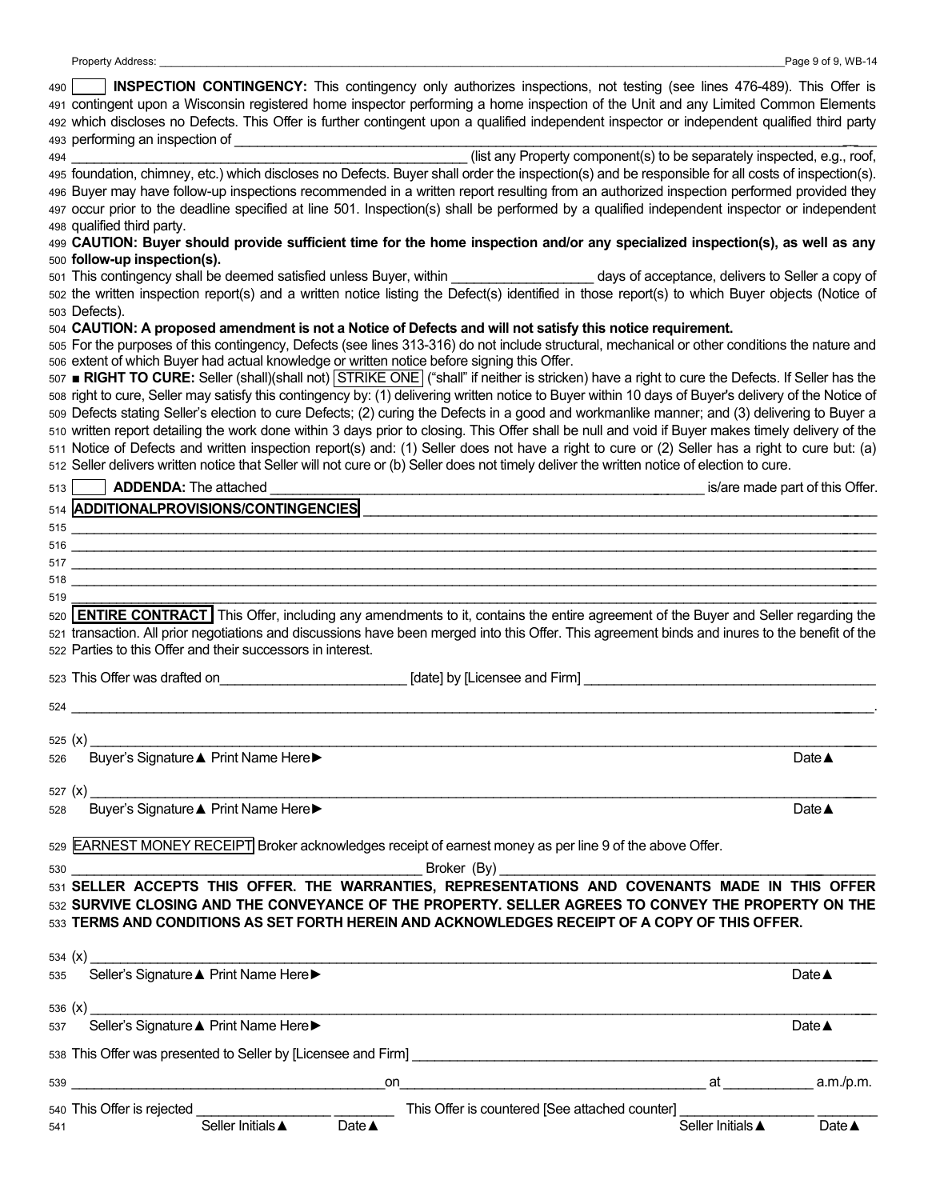490 ______ **INSPECTION CONTINGENCY:** This contingency only authorizes inspections, not testing (see lines 476-489). This Offer is
491 contingent upon a Wisconsin registered home inspector performing a home inspection of the Unit and any Limited Common Elements
492 which discloses no Defects. This Offer is further contingent upon a qualified independent inspector or independent qualified third party
493 performing an inspection of ______________________________________________________________________________
494 ______________________________________________________ (list any Property component(s) to be separately inspected, e.g., roof,
495 foundation, chimney, etc.) which discloses no Defects. Buyer shall order the inspection(s) and be responsible for all costs of inspection(s).
496 Buyer may have follow-up inspections recommended in a written report resulting from an authorized inspection performed provided they
497 occur prior to the deadline specified at line 501. Inspection(s) shall be performed by a qualified independent inspector or independent
498 qualified third party.
499 **CAUTION: Buyer should provide sufficient time for the home inspection and/or any specialized inspection(s), as well as any**
500 **follow-up inspection(s).**
501 This contingency shall be deemed satisfied unless Buyer, within __________________ days of acceptance, delivers to Seller a copy of
502 the written inspection report(s) and a written notice listing the Defect(s) identified in those report(s) to which Buyer objects (Notice of
503 Defects).
504 **CAUTION: A proposed amendment is not a Notice of Defects and will not satisfy this notice requirement.**
505 For the purposes of this contingency, Defects (see lines 313-316) do not include structural, mechanical or other conditions the nature and
506 extent of which Buyer had actual knowledge or written notice before signing this Offer.
507 ■ **RIGHT TO CURE:** Seller (shall)(shall not) STRIKE ONE ("shall" if neither is stricken) have a right to cure the Defects. If Seller has the
508 right to cure, Seller may satisfy this contingency by: (1) delivering written notice to Buyer within 10 days of Buyer's delivery of the Notice of
509 Defects stating Seller's election to cure Defects; (2) curing the Defects in a good and workmanlike manner; and (3) delivering to Buyer a
510 written report detailing the work done within 3 days prior to closing. This Offer shall be null and void if Buyer makes timely delivery of the
511 Notice of Defects and written inspection report(s) and: (1) Seller does not have a right to cure or (2) Seller has a right to cure but: (a)
512 Seller delivers written notice that Seller will not cure or (b) Seller does not timely deliver the written notice of election to cure.

513 ______ **ADDENDA:** The attached __________________________________________________________ is/are made part of this Offer.

514 **ADDITIONALPROVISIONS/CONTINGENCIES** ________________________________________________________________
515 ______________________________________________________________________________________________________
516 ______________________________________________________________________________________________________
517 ______________________________________________________________________________________________________
518 ______________________________________________________________________________________________________
519 ______________________________________________________________________________________________________

520 **ENTIRE CONTRACT** This Offer, including any amendments to it, contains the entire agreement of the Buyer and Seller regarding the
521 transaction. All prior negotiations and discussions have been merged into this Offer. This agreement binds and inures to the benefit of the
522 Parties to this Offer and their successors in interest.

523 This Offer was drafted on________________________ [date] by [Licensee and Firm] ______________________________________
524 ______________________________________________________________________________________________________.

525 (x) ___________________________________________________________________________________________________
526 Buyer's Signature ▲ Print Name Here ► Date ▲

527 (x) ___________________________________________________________________________________________________
528 Buyer's Signature ▲ Print Name Here ► Date ▲

529 EARNEST MONEY RECEIPT Broker acknowledges receipt of earnest money as per line 9 of the above Offer.

530 _______________________________________________ Broker (By) ___________________________________________________

531 **SELLER ACCEPTS THIS OFFER. THE WARRANTIES, REPRESENTATIONS AND COVENANTS MADE IN THIS OFFER**
532 **SURVIVE CLOSING AND THE CONVEYANCE OF THE PROPERTY. SELLER AGREES TO CONVEY THE PROPERTY ON THE**
533 **TERMS AND CONDITIONS AS SET FORTH HEREIN AND ACKNOWLEDGES RECEIPT OF A COPY OF THIS OFFER.**

534 (x) ___________________________________________________________________________________________________
535 Seller's Signature ▲ Print Name Here ► Date ▲

536 (x) ___________________________________________________________________________________________________
537 Seller's Signature ▲ Print Name Here ► Date ▲

538 This Offer was presented to Seller by [Licensee and Firm] ______________________________________________________________

539 ________________________________________ on ________________________________________ at ___________ a.m./p.m.

540 This Offer is rejected __________________ ________ This Offer is countered [See attached counter] _________________ ________
541 Seller Initials ▲ Date ▲ Seller Initials ▲ Date ▲